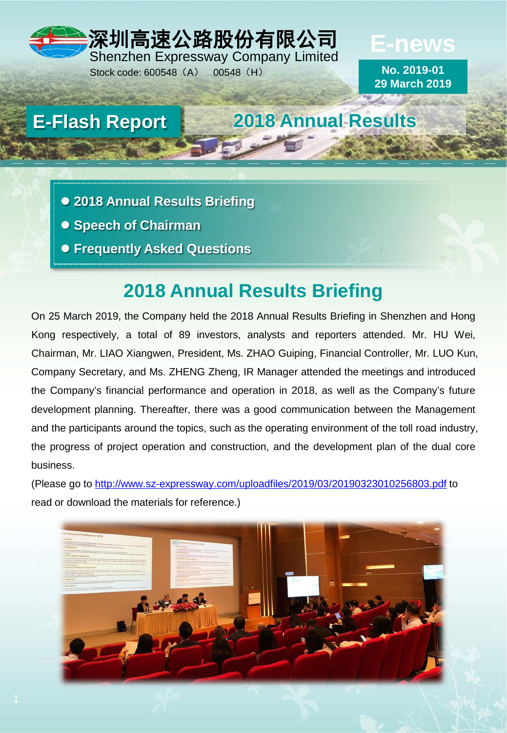深圳高速公路股份有限公司
Shenzhen Expressway Company Limited
Stock code: 600548（A） 00548（H）

# E-news

**No. 2019-01**
**29 March 2019**

**E-Flash Report** | **2018 Annual Results**

- 2018 Annual Results Briefing
- Speech of Chairman
- Frequently Asked Questions

## 2018 Annual Results Briefing

On 25 March 2019, the Company held the 2018 Annual Results Briefing in Shenzhen and Hong Kong respectively, a total of 89 investors, analysts and reporters attended. Mr. HU Wei, Chairman, Mr. LIAO Xiangwen, President, Ms. ZHAO Guiping, Financial Controller, Mr. LUO Kun, Company Secretary, and Ms. ZHENG Zheng, IR Manager attended the meetings and introduced the Company's financial performance and operation in 2018, as well as the Company's future development planning. Thereafter, there was a good communication between the Management and the participants around the topics, such as the operating environment of the toll road industry, the progress of project operation and construction, and the development plan of the dual core business.

(Please go to http://www.sz-expressway.com/uploadfiles/2019/03/20190323010256803.pdf to read or download the materials for reference.)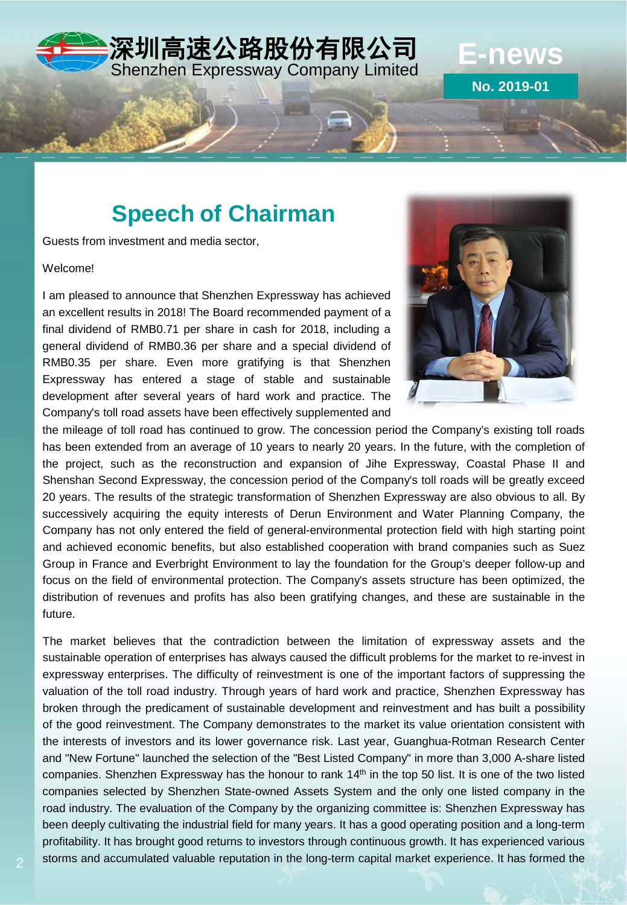# Speech of Chairman

Guests from investment and media sector,

Welcome!

I am pleased to announce that Shenzhen Expressway has achieved an excellent results in 2018! The Board recommended payment of a final dividend of RMB0.71 per share in cash for 2018, including a general dividend of RMB0.36 per share and a special dividend of RMB0.35 per share. Even more gratifying is that Shenzhen Expressway has entered a stage of stable and sustainable development after several years of hard work and practice. The Company's toll road assets have been effectively supplemented and the mileage of toll road has continued to grow. The concession period the Company's existing toll roads has been extended from an average of 10 years to nearly 20 years. In the future, with the completion of the project, such as the reconstruction and expansion of Jihe Expressway, Coastal Phase II and Shenshan Second Expressway, the concession period of the Company's toll roads will be greatly exceed 20 years. The results of the strategic transformation of Shenzhen Expressway are also obvious to all. By successively acquiring the equity interests of Derun Environment and Water Planning Company, the Company has not only entered the field of general-environmental protection field with high starting point and achieved economic benefits, but also established cooperation with brand companies such as Suez Group in France and Everbright Environment to lay the foundation for the Group's deeper follow-up and focus on the field of environmental protection. The Company's assets structure has been optimized, the distribution of revenues and profits has also been gratifying changes, and these are sustainable in the future.

The market believes that the contradiction between the limitation of expressway assets and the sustainable operation of enterprises has always caused the difficult problems for the market to re-invest in expressway enterprises. The difficulty of reinvestment is one of the important factors of suppressing the valuation of the toll road industry. Through years of hard work and practice, Shenzhen Expressway has broken through the predicament of sustainable development and reinvestment and has built a possibility of the good reinvestment. The Company demonstrates to the market its value orientation consistent with the interests of investors and its lower governance risk. Last year, Guanghua-Rotman Research Center and "New Fortune" launched the selection of the "Best Listed Company" in more than 3,000 A-share listed companies. Shenzhen Expressway has the honour to rank 14th in the top 50 list. It is one of the two listed companies selected by Shenzhen State-owned Assets System and the only one listed company in the road industry. The evaluation of the Company by the organizing committee is: Shenzhen Expressway has been deeply cultivating the industrial field for many years. It has a good operating position and a long-term profitability. It has brought good returns to investors through continuous growth. It has experienced various storms and accumulated valuable reputation in the long-term capital market experience. It has formed the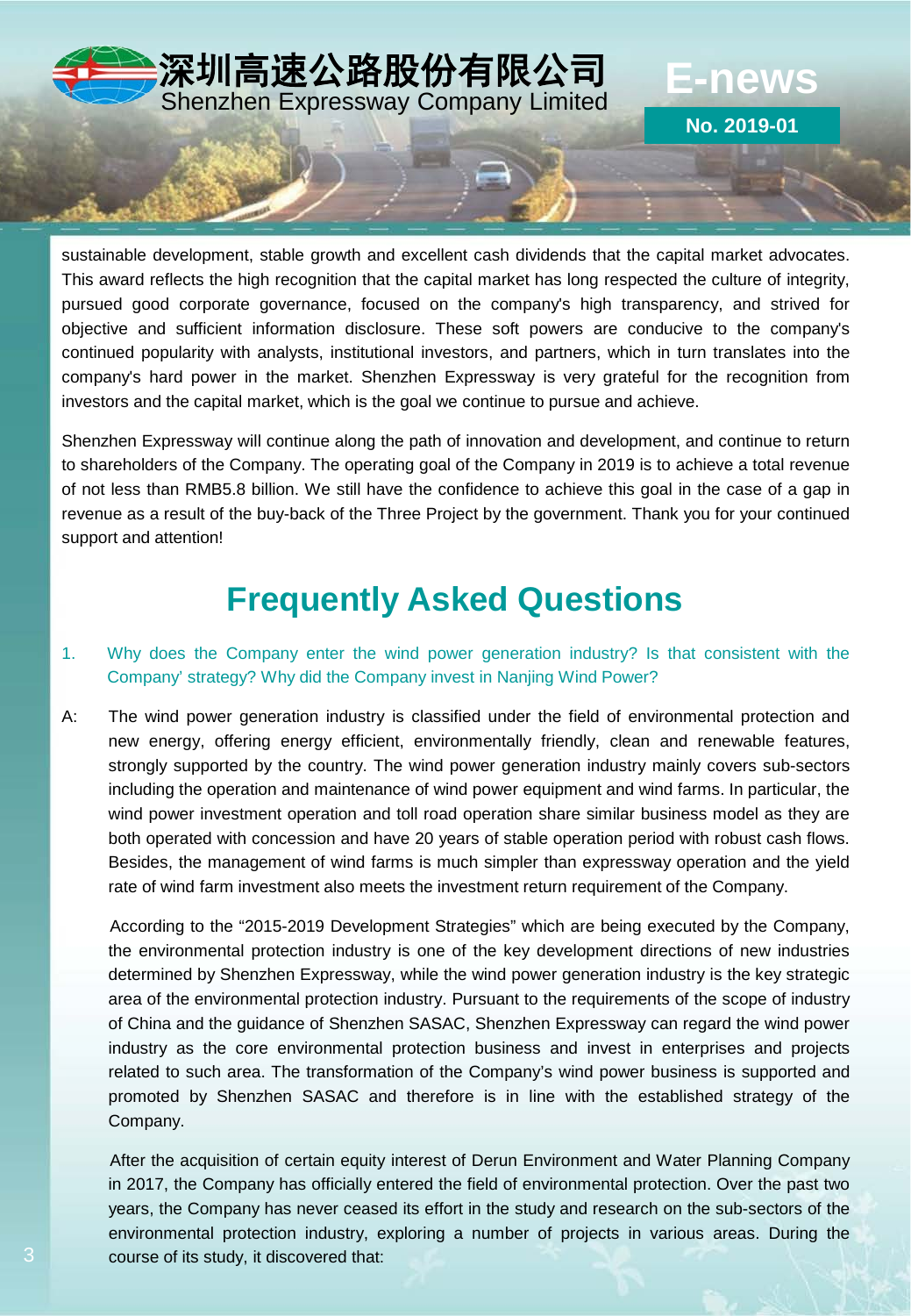sustainable development, stable growth and excellent cash dividends that the capital market advocates. This award reflects the high recognition that the capital market has long respected the culture of integrity, pursued good corporate governance, focused on the company's high transparency, and strived for objective and sufficient information disclosure. These soft powers are conducive to the company's continued popularity with analysts, institutional investors, and partners, which in turn translates into the company's hard power in the market. Shenzhen Expressway is very grateful for the recognition from investors and the capital market, which is the goal we continue to pursue and achieve.

Shenzhen Expressway will continue along the path of innovation and development, and continue to return to shareholders of the Company. The operating goal of the Company in 2019 is to achieve a total revenue of not less than RMB5.8 billion. We still have the confidence to achieve this goal in the case of a gap in revenue as a result of the buy-back of the Three Project by the government. Thank you for your continued support and attention!

## Frequently Asked Questions

1. Why does the Company enter the wind power generation industry? Is that consistent with the Company' strategy? Why did the Company invest in Nanjing Wind Power?

A: The wind power generation industry is classified under the field of environmental protection and new energy, offering energy efficient, environmentally friendly, clean and renewable features, strongly supported by the country. The wind power generation industry mainly covers sub-sectors including the operation and maintenance of wind power equipment and wind farms. In particular, the wind power investment operation and toll road operation share similar business model as they are both operated with concession and have 20 years of stable operation period with robust cash flows. Besides, the management of wind farms is much simpler than expressway operation and the yield rate of wind farm investment also meets the investment return requirement of the Company.

According to the "2015-2019 Development Strategies" which are being executed by the Company, the environmental protection industry is one of the key development directions of new industries determined by Shenzhen Expressway, while the wind power generation industry is the key strategic area of the environmental protection industry. Pursuant to the requirements of the scope of industry of China and the guidance of Shenzhen SASAC, Shenzhen Expressway can regard the wind power industry as the core environmental protection business and invest in enterprises and projects related to such area. The transformation of the Company's wind power business is supported and promoted by Shenzhen SASAC and therefore is in line with the established strategy of the Company.

After the acquisition of certain equity interest of Derun Environment and Water Planning Company in 2017, the Company has officially entered the field of environmental protection. Over the past two years, the Company has never ceased its effort in the study and research on the sub-sectors of the environmental protection industry, exploring a number of projects in various areas. During the course of its study, it discovered that: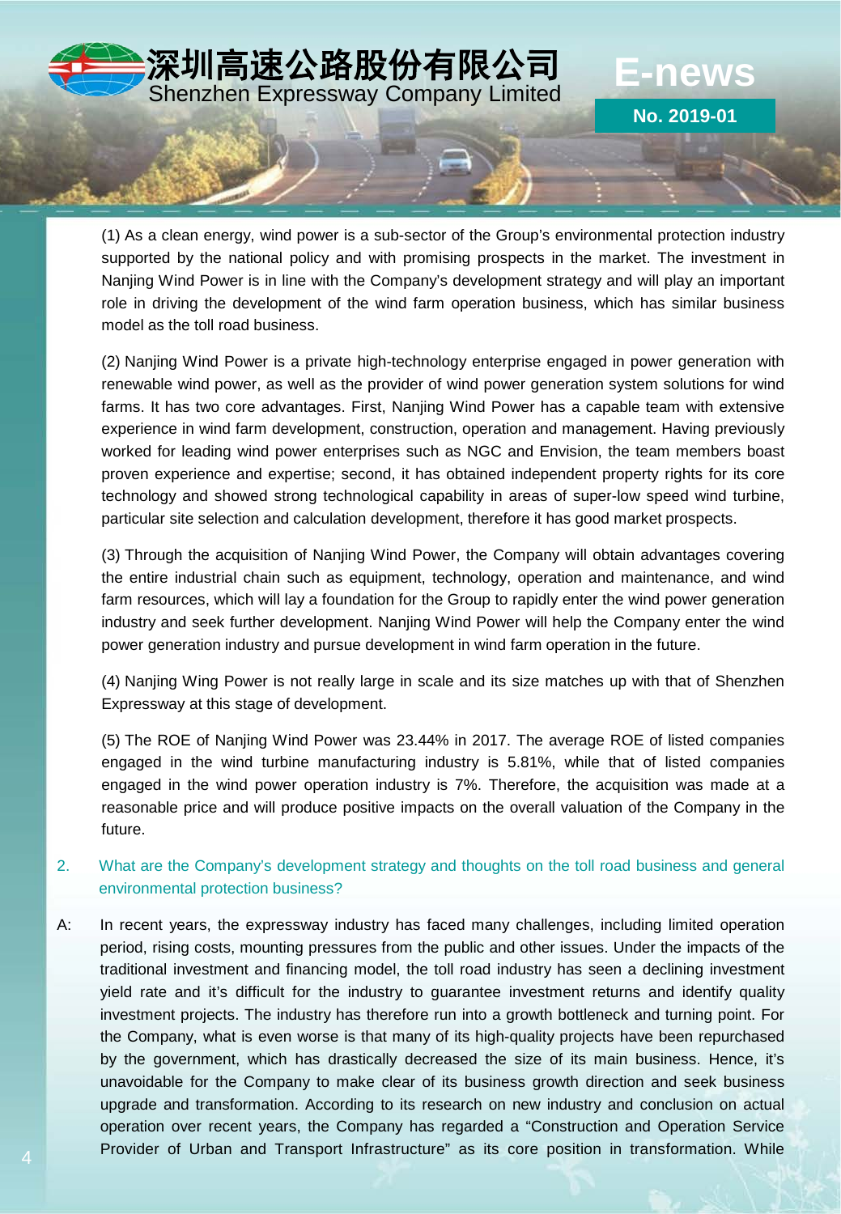(1) As a clean energy, wind power is a sub-sector of the Group's environmental protection industry supported by the national policy and with promising prospects in the market. The investment in Nanjing Wind Power is in line with the Company's development strategy and will play an important role in driving the development of the wind farm operation business, which has similar business model as the toll road business.

(2) Nanjing Wind Power is a private high-technology enterprise engaged in power generation with renewable wind power, as well as the provider of wind power generation system solutions for wind farms. It has two core advantages. First, Nanjing Wind Power has a capable team with extensive experience in wind farm development, construction, operation and management. Having previously worked for leading wind power enterprises such as NGC and Envision, the team members boast proven experience and expertise; second, it has obtained independent property rights for its core technology and showed strong technological capability in areas of super-low speed wind turbine, particular site selection and calculation development, therefore it has good market prospects.

(3) Through the acquisition of Nanjing Wind Power, the Company will obtain advantages covering the entire industrial chain such as equipment, technology, operation and maintenance, and wind farm resources, which will lay a foundation for the Group to rapidly enter the wind power generation industry and seek further development. Nanjing Wind Power will help the Company enter the wind power generation industry and pursue development in wind farm operation in the future.

(4) Nanjing Wing Power is not really large in scale and its size matches up with that of Shenzhen Expressway at this stage of development.

(5) The ROE of Nanjing Wind Power was 23.44% in 2017. The average ROE of listed companies engaged in the wind turbine manufacturing industry is 5.81%, while that of listed companies engaged in the wind power operation industry is 7%. Therefore, the acquisition was made at a reasonable price and will produce positive impacts on the overall valuation of the Company in the future.

2. What are the Company's development strategy and thoughts on the toll road business and general environmental protection business?

A: In recent years, the expressway industry has faced many challenges, including limited operation period, rising costs, mounting pressures from the public and other issues. Under the impacts of the traditional investment and financing model, the toll road industry has seen a declining investment yield rate and it's difficult for the industry to guarantee investment returns and identify quality investment projects. The industry has therefore run into a growth bottleneck and turning point. For the Company, what is even worse is that many of its high-quality projects have been repurchased by the government, which has drastically decreased the size of its main business. Hence, it's unavoidable for the Company to make clear of its business growth direction and seek business upgrade and transformation. According to its research on new industry and conclusion on actual operation over recent years, the Company has regarded a "Construction and Operation Service Provider of Urban and Transport Infrastructure" as its core position in transformation. While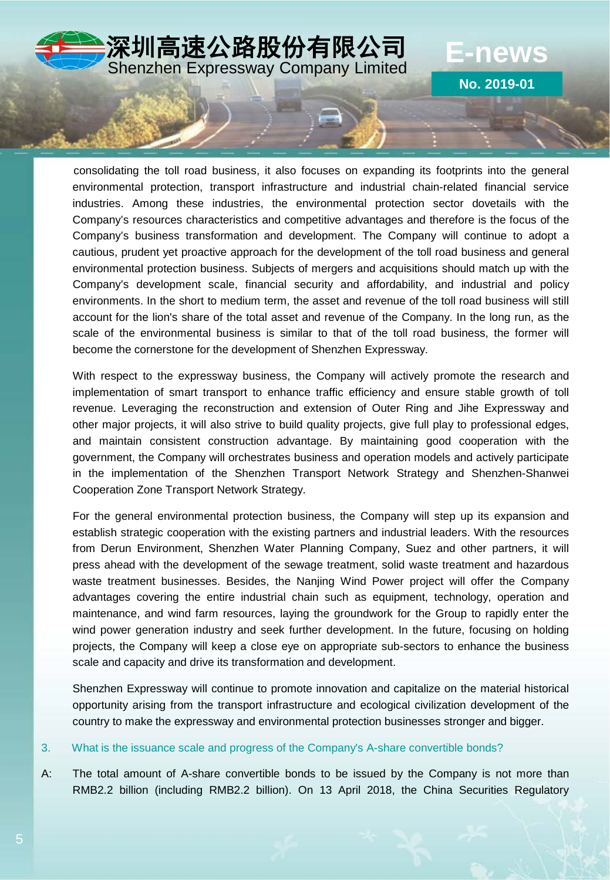consolidating the toll road business, it also focuses on expanding its footprints into the general environmental protection, transport infrastructure and industrial chain-related financial service industries. Among these industries, the environmental protection sector dovetails with the Company's resources characteristics and competitive advantages and therefore is the focus of the Company's business transformation and development. The Company will continue to adopt a cautious, prudent yet proactive approach for the development of the toll road business and general environmental protection business. Subjects of mergers and acquisitions should match up with the Company's development scale, financial security and affordability, and industrial and policy environments. In the short to medium term, the asset and revenue of the toll road business will still account for the lion's share of the total asset and revenue of the Company. In the long run, as the scale of the environmental business is similar to that of the toll road business, the former will become the cornerstone for the development of Shenzhen Expressway.

With respect to the expressway business, the Company will actively promote the research and implementation of smart transport to enhance traffic efficiency and ensure stable growth of toll revenue. Leveraging the reconstruction and extension of Outer Ring and Jihe Expressway and other major projects, it will also strive to build quality projects, give full play to professional edges, and maintain consistent construction advantage. By maintaining good cooperation with the government, the Company will orchestrates business and operation models and actively participate in the implementation of the Shenzhen Transport Network Strategy and Shenzhen-Shanwei Cooperation Zone Transport Network Strategy.

For the general environmental protection business, the Company will step up its expansion and establish strategic cooperation with the existing partners and industrial leaders. With the resources from Derun Environment, Shenzhen Water Planning Company, Suez and other partners, it will press ahead with the development of the sewage treatment, solid waste treatment and hazardous waste treatment businesses. Besides, the Nanjing Wind Power project will offer the Company advantages covering the entire industrial chain such as equipment, technology, operation and maintenance, and wind farm resources, laying the groundwork for the Group to rapidly enter the wind power generation industry and seek further development. In the future, focusing on holding projects, the Company will keep a close eye on appropriate sub-sectors to enhance the business scale and capacity and drive its transformation and development.

Shenzhen Expressway will continue to promote innovation and capitalize on the material historical opportunity arising from the transport infrastructure and ecological civilization development of the country to make the expressway and environmental protection businesses stronger and bigger.

3. What is the issuance scale and progress of the Company's A-share convertible bonds?

A: The total amount of A-share convertible bonds to be issued by the Company is not more than RMB2.2 billion (including RMB2.2 billion). On 13 April 2018, the China Securities Regulatory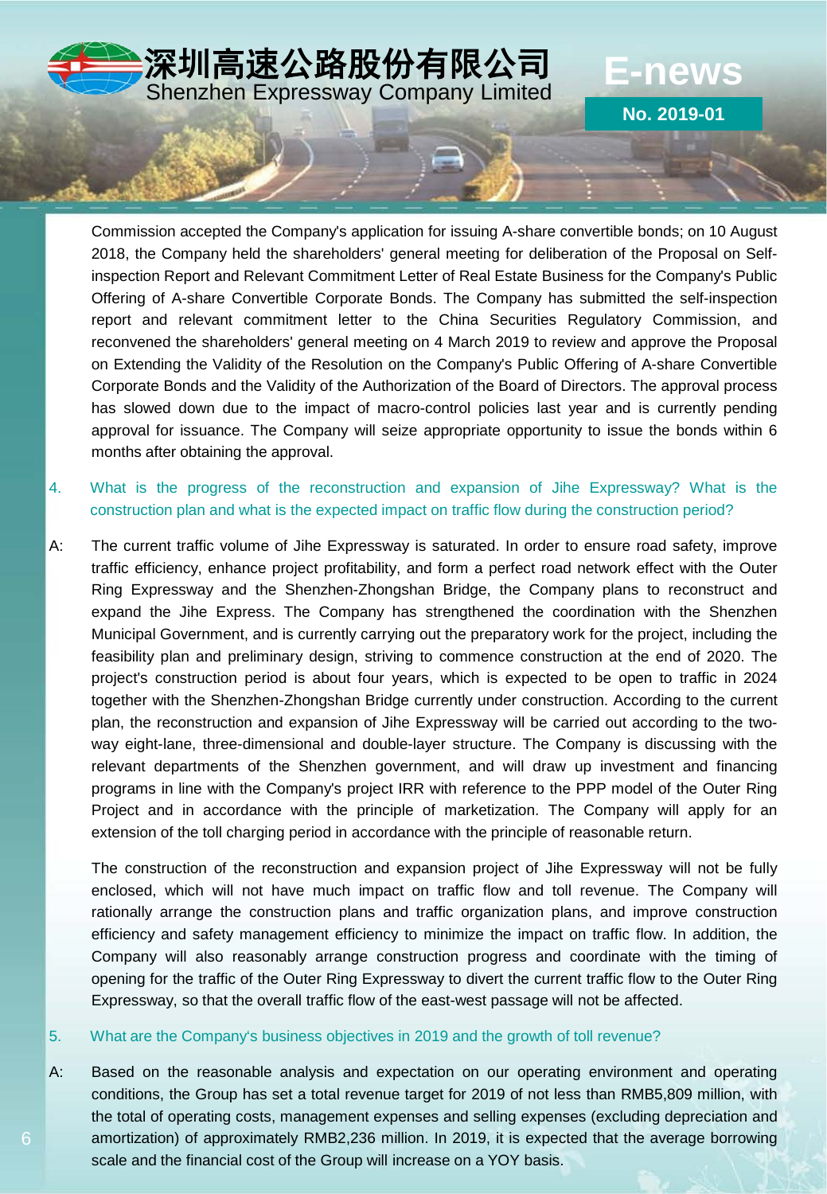Commission accepted the Company's application for issuing A-share convertible bonds; on 10 August 2018, the Company held the shareholders' general meeting for deliberation of the Proposal on Self-inspection Report and Relevant Commitment Letter of Real Estate Business for the Company's Public Offering of A-share Convertible Corporate Bonds. The Company has submitted the self-inspection report and relevant commitment letter to the China Securities Regulatory Commission, and reconvened the shareholders' general meeting on 4 March 2019 to review and approve the Proposal on Extending the Validity of the Resolution on the Company's Public Offering of A-share Convertible Corporate Bonds and the Validity of the Authorization of the Board of Directors. The approval process has slowed down due to the impact of macro-control policies last year and is currently pending approval for issuance. The Company will seize appropriate opportunity to issue the bonds within 6 months after obtaining the approval.

4. What is the progress of the reconstruction and expansion of Jihe Expressway? What is the construction plan and what is the expected impact on traffic flow during the construction period?

A: The current traffic volume of Jihe Expressway is saturated. In order to ensure road safety, improve traffic efficiency, enhance project profitability, and form a perfect road network effect with the Outer Ring Expressway and the Shenzhen-Zhongshan Bridge, the Company plans to reconstruct and expand the Jihe Express. The Company has strengthened the coordination with the Shenzhen Municipal Government, and is currently carrying out the preparatory work for the project, including the feasibility plan and preliminary design, striving to commence construction at the end of 2020. The project's construction period is about four years, which is expected to be open to traffic in 2024 together with the Shenzhen-Zhongshan Bridge currently under construction. According to the current plan, the reconstruction and expansion of Jihe Expressway will be carried out according to the two-way eight-lane, three-dimensional and double-layer structure. The Company is discussing with the relevant departments of the Shenzhen government, and will draw up investment and financing programs in line with the Company's project IRR with reference to the PPP model of the Outer Ring Project and in accordance with the principle of marketization. The Company will apply for an extension of the toll charging period in accordance with the principle of reasonable return.

The construction of the reconstruction and expansion project of Jihe Expressway will not be fully enclosed, which will not have much impact on traffic flow and toll revenue. The Company will rationally arrange the construction plans and traffic organization plans, and improve construction efficiency and safety management efficiency to minimize the impact on traffic flow. In addition, the Company will also reasonably arrange construction progress and coordinate with the timing of opening for the traffic of the Outer Ring Expressway to divert the current traffic flow to the Outer Ring Expressway, so that the overall traffic flow of the east-west passage will not be affected.

5. What are the Company's business objectives in 2019 and the growth of toll revenue?

A: Based on the reasonable analysis and expectation on our operating environment and operating conditions, the Group has set a total revenue target for 2019 of not less than RMB5,809 million, with the total of operating costs, management expenses and selling expenses (excluding depreciation and amortization) of approximately RMB2,236 million. In 2019, it is expected that the average borrowing scale and the financial cost of the Group will increase on a YOY basis.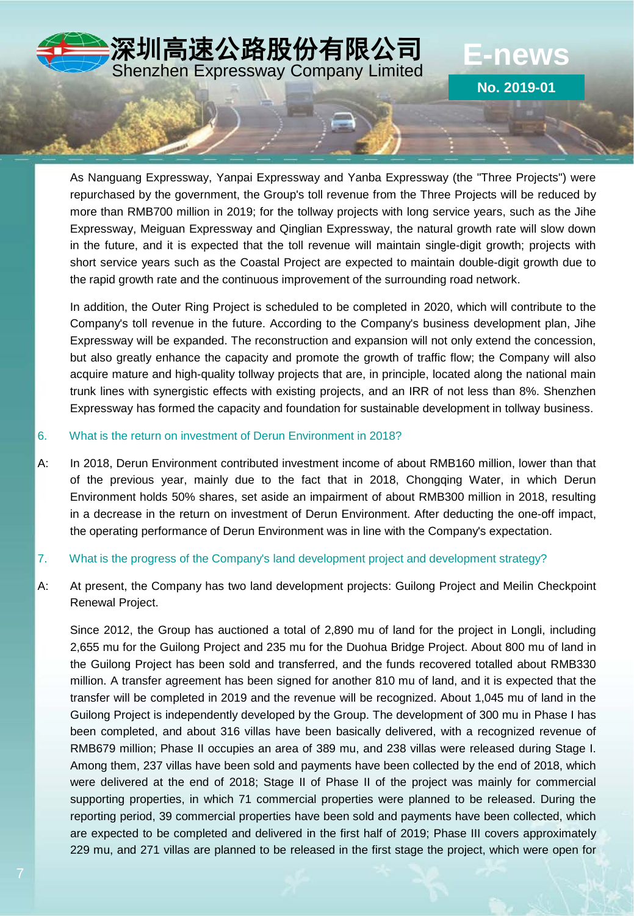As Nanguang Expressway, Yanpai Expressway and Yanba Expressway (the "Three Projects") were repurchased by the government, the Group's toll revenue from the Three Projects will be reduced by more than RMB700 million in 2019; for the tollway projects with long service years, such as the Jihe Expressway, Meiguan Expressway and Qinglian Expressway, the natural growth rate will slow down in the future, and it is expected that the toll revenue will maintain single-digit growth; projects with short service years such as the Coastal Project are expected to maintain double-digit growth due to the rapid growth rate and the continuous improvement of the surrounding road network.

In addition, the Outer Ring Project is scheduled to be completed in 2020, which will contribute to the Company's toll revenue in the future. According to the Company's business development plan, Jihe Expressway will be expanded. The reconstruction and expansion will not only extend the concession, but also greatly enhance the capacity and promote the growth of traffic flow; the Company will also acquire mature and high-quality tollway projects that are, in principle, located along the national main trunk lines with synergistic effects with existing projects, and an IRR of not less than 8%. Shenzhen Expressway has formed the capacity and foundation for sustainable development in tollway business.

6. What is the return on investment of Derun Environment in 2018?

A: In 2018, Derun Environment contributed investment income of about RMB160 million, lower than that of the previous year, mainly due to the fact that in 2018, Chongqing Water, in which Derun Environment holds 50% shares, set aside an impairment of about RMB300 million in 2018, resulting in a decrease in the return on investment of Derun Environment. After deducting the one-off impact, the operating performance of Derun Environment was in line with the Company's expectation.

7. What is the progress of the Company's land development project and development strategy?

A: At present, the Company has two land development projects: Guilong Project and Meilin Checkpoint Renewal Project.

Since 2012, the Group has auctioned a total of 2,890 mu of land for the project in Longli, including 2,655 mu for the Guilong Project and 235 mu for the Duohua Bridge Project. About 800 mu of land in the Guilong Project has been sold and transferred, and the funds recovered totalled about RMB330 million. A transfer agreement has been signed for another 810 mu of land, and it is expected that the transfer will be completed in 2019 and the revenue will be recognized. About 1,045 mu of land in the Guilong Project is independently developed by the Group. The development of 300 mu in Phase I has been completed, and about 316 villas have been basically delivered, with a recognized revenue of RMB679 million; Phase II occupies an area of 389 mu, and 238 villas were released during Stage I. Among them, 237 villas have been sold and payments have been collected by the end of 2018, which were delivered at the end of 2018; Stage II of Phase II of the project was mainly for commercial supporting properties, in which 71 commercial properties were planned to be released. During the reporting period, 39 commercial properties have been sold and payments have been collected, which are expected to be completed and delivered in the first half of 2019; Phase III covers approximately 229 mu, and 271 villas are planned to be released in the first stage the project, which were open for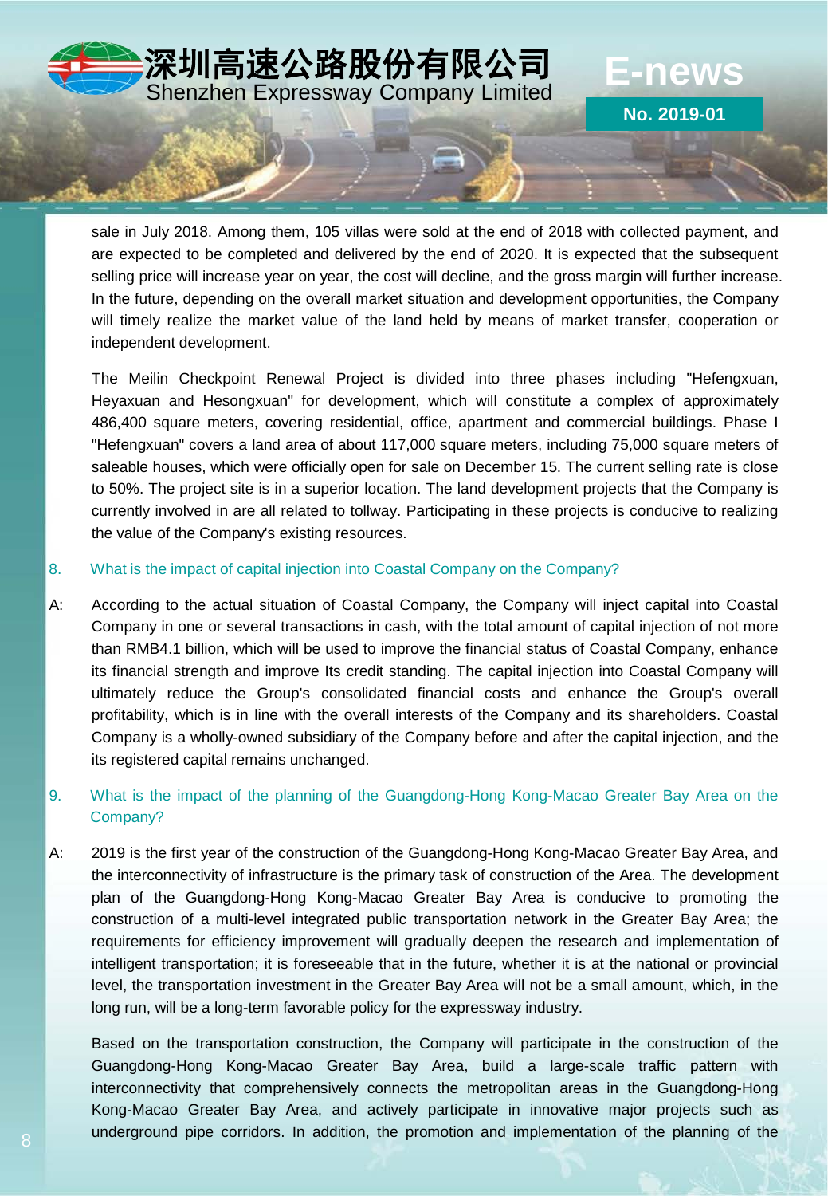sale in July 2018. Among them, 105 villas were sold at the end of 2018 with collected payment, and are expected to be completed and delivered by the end of 2020. It is expected that the subsequent selling price will increase year on year, the cost will decline, and the gross margin will further increase. In the future, depending on the overall market situation and development opportunities, the Company will timely realize the market value of the land held by means of market transfer, cooperation or independent development.

The Meilin Checkpoint Renewal Project is divided into three phases including "Hefengxuan, Heyaxuan and Hesongxuan" for development, which will constitute a complex of approximately 486,400 square meters, covering residential, office, apartment and commercial buildings. Phase I "Hefengxuan" covers a land area of about 117,000 square meters, including 75,000 square meters of saleable houses, which were officially open for sale on December 15. The current selling rate is close to 50%. The project site is in a superior location. The land development projects that the Company is currently involved in are all related to tollway. Participating in these projects is conducive to realizing the value of the Company's existing resources.

8. What is the impact of capital injection into Coastal Company on the Company?

A: According to the actual situation of Coastal Company, the Company will inject capital into Coastal Company in one or several transactions in cash, with the total amount of capital injection of not more than RMB4.1 billion, which will be used to improve the financial status of Coastal Company, enhance its financial strength and improve Its credit standing. The capital injection into Coastal Company will ultimately reduce the Group's consolidated financial costs and enhance the Group's overall profitability, which is in line with the overall interests of the Company and its shareholders. Coastal Company is a wholly-owned subsidiary of the Company before and after the capital injection, and the its registered capital remains unchanged.

9. What is the impact of the planning of the Guangdong-Hong Kong-Macao Greater Bay Area on the Company?

A: 2019 is the first year of the construction of the Guangdong-Hong Kong-Macao Greater Bay Area, and the interconnectivity of infrastructure is the primary task of construction of the Area. The development plan of the Guangdong-Hong Kong-Macao Greater Bay Area is conducive to promoting the construction of a multi-level integrated public transportation network in the Greater Bay Area; the requirements for efficiency improvement will gradually deepen the research and implementation of intelligent transportation; it is foreseeable that in the future, whether it is at the national or provincial level, the transportation investment in the Greater Bay Area will not be a small amount, which, in the long run, will be a long-term favorable policy for the expressway industry.

Based on the transportation construction, the Company will participate in the construction of the Guangdong-Hong Kong-Macao Greater Bay Area, build a large-scale traffic pattern with interconnectivity that comprehensively connects the metropolitan areas in the Guangdong-Hong Kong-Macao Greater Bay Area, and actively participate in innovative major projects such as underground pipe corridors. In addition, the promotion and implementation of the planning of the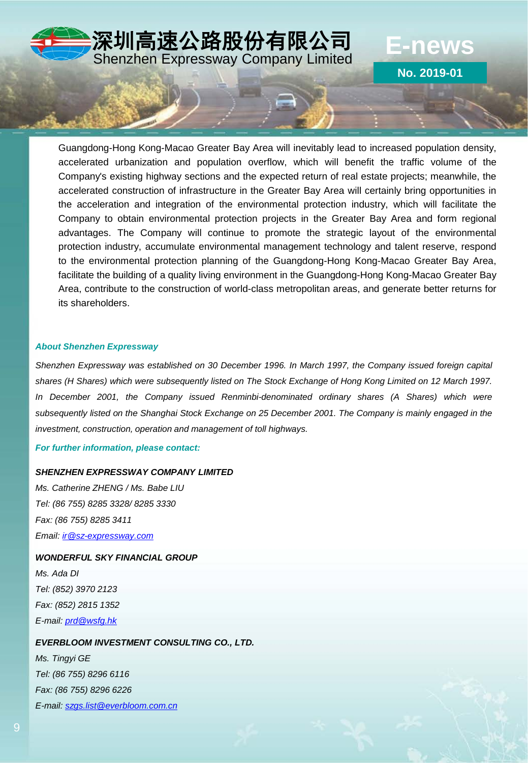Guangdong-Hong Kong-Macao Greater Bay Area will inevitably lead to increased population density, accelerated urbanization and population overflow, which will benefit the traffic volume of the Company's existing highway sections and the expected return of real estate projects; meanwhile, the accelerated construction of infrastructure in the Greater Bay Area will certainly bring opportunities in the acceleration and integration of the environmental protection industry, which will facilitate the Company to obtain environmental protection projects in the Greater Bay Area and form regional advantages. The Company will continue to promote the strategic layout of the environmental protection industry, accumulate environmental management technology and talent reserve, respond to the environmental protection planning of the Guangdong-Hong Kong-Macao Greater Bay Area, facilitate the building of a quality living environment in the Guangdong-Hong Kong-Macao Greater Bay Area, contribute to the construction of world-class metropolitan areas, and generate better returns for its shareholders.

***About Shenzhen Expressway***

*Shenzhen Expressway was established on 30 December 1996. In March 1997, the Company issued foreign capital shares (H Shares) which were subsequently listed on The Stock Exchange of Hong Kong Limited on 12 March 1997. In December 2001, the Company issued Renminbi-denominated ordinary shares (A Shares) which were subsequently listed on the Shanghai Stock Exchange on 25 December 2001. The Company is mainly engaged in the investment, construction, operation and management of toll highways.*

***For further information, please contact:***

***SHENZHEN EXPRESSWAY COMPANY LIMITED***

*Ms. Catherine ZHENG / Ms. Babe LIU*

*Tel: (86 755) 8285 3328/ 8285 3330*

*Fax: (86 755) 8285 3411*

*Email: ir@sz-expressway.com*

***WONDERFUL SKY FINANCIAL GROUP***

*Ms. Ada DI*

*Tel: (852) 3970 2123*

*Fax: (852) 2815 1352*

*E-mail: prd@wsfg.hk*

***EVERBLOOM INVESTMENT CONSULTING CO., LTD.***

*Ms. Tingyi GE*

*Tel: (86 755) 8296 6116*

*Fax: (86 755) 8296 6226*

*E-mail: szgs.list@everbloom.com.cn*